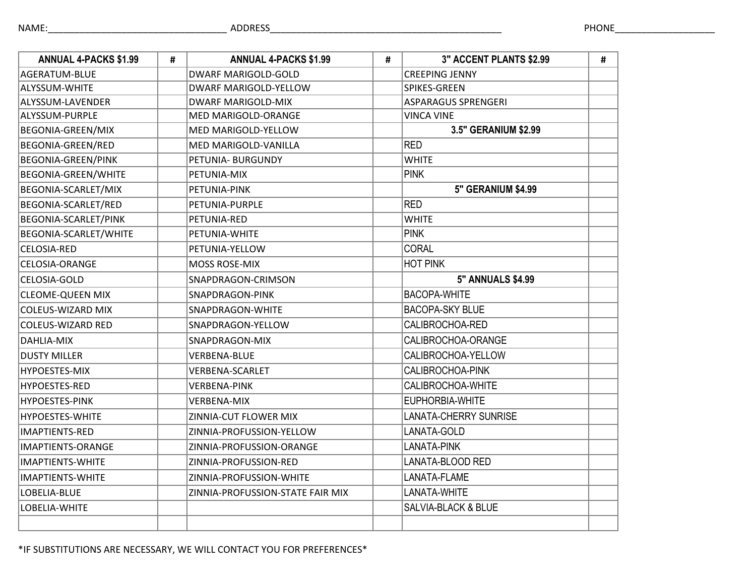NAME:__________________________________ ADDRESS_____________________________________________ PHONE___________________

| ANNUAL 4-PACKS $1.99 | # | ANNUAL 4-PACKS $1.99 | # | 3" ACCENT PLANTS $2.99 | # |
|---|---|---|---|---|---|
| AGERATUM-BLUE | | DWARF MARIGOLD-GOLD | | CREEPING JENNY | |
| ALYSSUM-WHITE | | DWARF MARIGOLD-YELLOW | | SPIKES-GREEN | |
| ALYSSUM-LAVENDER | | DWARF MARIGOLD-MIX | | ASPARAGUS SPRENGERI | |
| ALYSSUM-PURPLE | | MED MARIGOLD-ORANGE | | VINCA VINE | |
| BEGONIA-GREEN/MIX | | MED MARIGOLD-YELLOW | | **3.5" GERANIUM $2.99** | |
| BEGONIA-GREEN/RED | | MED MARIGOLD-VANILLA | | RED | |
| BEGONIA-GREEN/PINK | | PETUNIA- BURGUNDY | | WHITE | |
| BEGONIA-GREEN/WHITE | | PETUNIA-MIX | | PINK | |
| BEGONIA-SCARLET/MIX | | PETUNIA-PINK | | **5" GERANIUM $4.99** | |
| BEGONIA-SCARLET/RED | | PETUNIA-PURPLE | | RED | |
| BEGONIA-SCARLET/PINK | | PETUNIA-RED | | WHITE | |
| BEGONIA-SCARLET/WHITE | | PETUNIA-WHITE | | PINK | |
| CELOSIA-RED | | PETUNIA-YELLOW | | CORAL | |
| CELOSIA-ORANGE | | MOSS ROSE-MIX | | HOT PINK | |
| CELOSIA-GOLD | | SNAPDRAGON-CRIMSON | | **5" ANNUALS $4.99** | |
| CLEOME-QUEEN MIX | | SNAPDRAGON-PINK | | BACOPA-WHITE | |
| COLEUS-WIZARD MIX | | SNAPDRAGON-WHITE | | BACOPA-SKY BLUE | |
| COLEUS-WIZARD RED | | SNAPDRAGON-YELLOW | | CALIBROCHOA-RED | |
| DAHLIA-MIX | | SNAPDRAGON-MIX | | CALIBROCHOA-ORANGE | |
| DUSTY MILLER | | VERBENA-BLUE | | CALIBROCHOA-YELLOW | |
| HYPOESTES-MIX | | VERBENA-SCARLET | | CALIBROCHOA-PINK | |
| HYPOESTES-RED | | VERBENA-PINK | | CALIBROCHOA-WHITE | |
| HYPOESTES-PINK | | VERBENA-MIX | | EUPHORBIA-WHITE | |
| HYPOESTES-WHITE | | ZINNIA-CUT FLOWER MIX | | LANATA-CHERRY SUNRISE | |
| IMAPTIENTS-RED | | ZINNIA-PROFUSSION-YELLOW | | LANATA-GOLD | |
| IMAPTIENTS-ORANGE | | ZINNIA-PROFUSSION-ORANGE | | LANATA-PINK | |
| IMAPTIENTS-WHITE | | ZINNIA-PROFUSSION-RED | | LANATA-BLOOD RED | |
| IMAPTIENTS-WHITE | | ZINNIA-PROFUSSION-WHITE | | LANATA-FLAME | |
| LOBELIA-BLUE | | ZINNIA-PROFUSSION-STATE FAIR MIX | | LANATA-WHITE | |
| LOBELIA-WHITE | | | | SALVIA-BLACK & BLUE | |
| | | | | | |

*IF SUBSTITUTIONS ARE NECESSARY, WE WILL CONTACT YOU FOR PREFERENCES*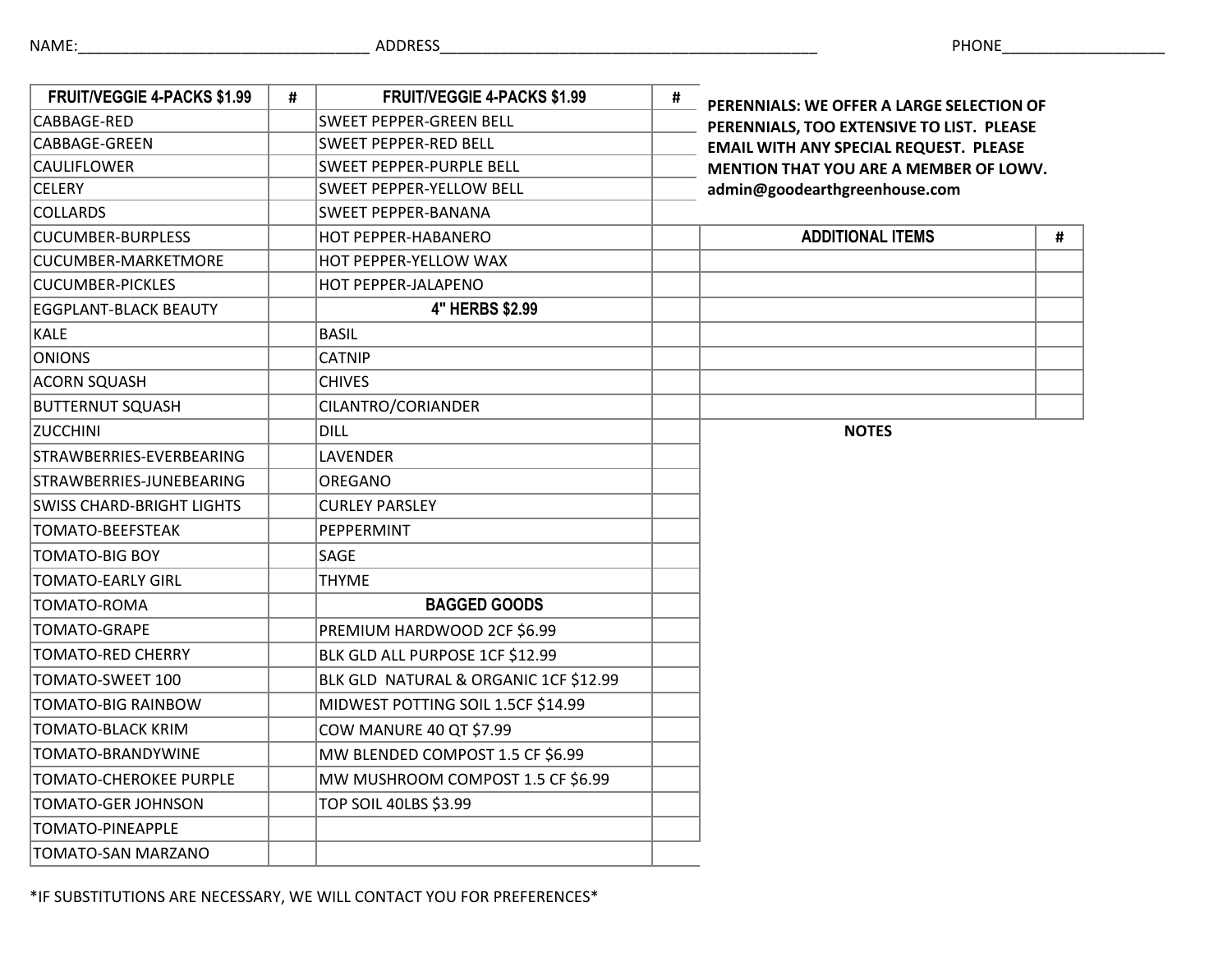NAME:_________________________________ ADDRESS_____________________________________________ PHONE___________________

| FRUIT/VEGGIE 4-PACKS $1.99 | # | FRUIT/VEGGIE 4-PACKS $1.99 | # |
|---|---|---|---|
| CABBAGE-RED | | SWEET PEPPER-GREEN BELL | |
| CABBAGE-GREEN | | SWEET PEPPER-RED BELL | |
| CAULIFLOWER | | SWEET PEPPER-PURPLE BELL | |
| CELERY | | SWEET PEPPER-YELLOW BELL | |
| COLLARDS | | SWEET PEPPER-BANANA | |
| CUCUMBER-BURPLESS | | HOT PEPPER-HABANERO | |
| CUCUMBER-MARKETMORE | | HOT PEPPER-YELLOW WAX | |
| CUCUMBER-PICKLES | | HOT PEPPER-JALAPENO | |
| EGGPLANT-BLACK BEAUTY | | **4" HERBS $2.99** | |
| KALE | | BASIL | |
| ONIONS | | CATNIP | |
| ACORN SQUASH | | CHIVES | |
| BUTTERNUT SQUASH | | CILANTRO/CORIANDER | |
| ZUCCHINI | | DILL | |
| STRAWBERRIES-EVERBEARING | | LAVENDER | |
| STRAWBERRIES-JUNEBEARING | | OREGANO | |
| SWISS CHARD-BRIGHT LIGHTS | | CURLEY PARSLEY | |
| TOMATO-BEEFSTEAK | | PEPPERMINT | |
| TOMATO-BIG BOY | | SAGE | |
| TOMATO-EARLY GIRL | | THYME | |
| TOMATO-ROMA | | **BAGGED GOODS** | |
| TOMATO-GRAPE | | PREMIUM HARDWOOD 2CF $6.99 | |
| TOMATO-RED CHERRY | | BLK GLD ALL PURPOSE 1CF $12.99 | |
| TOMATO-SWEET 100 | | BLK GLD NATURAL & ORGANIC 1CF $12.99 | |
| TOMATO-BIG RAINBOW | | MIDWEST POTTING SOIL 1.5CF $14.99 | |
| TOMATO-BLACK KRIM | | COW MANURE 40 QT $7.99 | |
| TOMATO-BRANDYWINE | | MW BLENDED COMPOST 1.5 CF $6.99 | |
| TOMATO-CHEROKEE PURPLE | | MW MUSHROOM COMPOST 1.5 CF $6.99 | |
| TOMATO-GER JOHNSON | | TOP SOIL 40LBS $3.99 | |
| TOMATO-PINEAPPLE | | | |
| TOMATO-SAN MARZANO | | | |

**PERENNIALS: WE OFFER A LARGE SELECTION OF PERENNIALS, TOO EXTENSIVE TO LIST. PLEASE EMAIL WITH ANY SPECIAL REQUEST. PLEASE MENTION THAT YOU ARE A MEMBER OF LOWV. admin@goodearthgreenhouse.com**

| ADDITIONAL ITEMS | # |
|---|---|
| | |
| | |
| | |
| | |
| | |
| | |
| | |

**NOTES**

*IF SUBSTITUTIONS ARE NECESSARY, WE WILL CONTACT YOU FOR PREFERENCES*